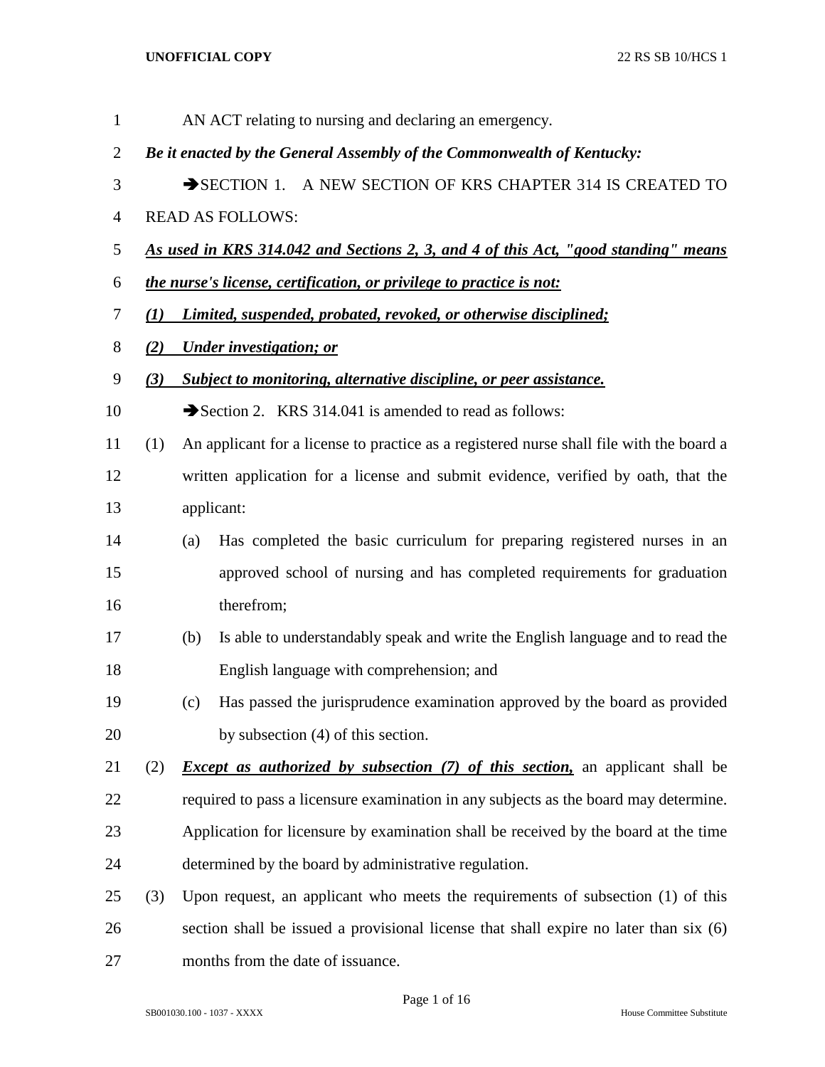AN ACT relating to nursing and declaring an emergency.

***Be it enacted by the General Assembly of the Commonwealth of Kentucky:***

➔SECTION 1. A NEW SECTION OF KRS CHAPTER 314 IS CREATED TO READ AS FOLLOWS:

***As used in KRS 314.042 and Sections 2, 3, and 4 of this Act, "good standing" means the nurse's license, certification, or privilege to practice is not:***

***(1) Limited, suspended, probated, revoked, or otherwise disciplined;***

***(2) Under investigation; or***

***(3) Subject to monitoring, alternative discipline, or peer assistance.***

➔Section 2. KRS 314.041 is amended to read as follows:

(1) An applicant for a license to practice as a registered nurse shall file with the board a written application for a license and submit evidence, verified by oath, that the applicant:

(a) Has completed the basic curriculum for preparing registered nurses in an approved school of nursing and has completed requirements for graduation therefrom;

(b) Is able to understandably speak and write the English language and to read the English language with comprehension; and

(c) Has passed the jurisprudence examination approved by the board as provided by subsection (4) of this section.

(2) ***Except as authorized by subsection (7) of this section,*** an applicant shall be required to pass a licensure examination in any subjects as the board may determine. Application for licensure by examination shall be received by the board at the time determined by the board by administrative regulation.

(3) Upon request, an applicant who meets the requirements of subsection (1) of this section shall be issued a provisional license that shall expire no later than six (6) months from the date of issuance.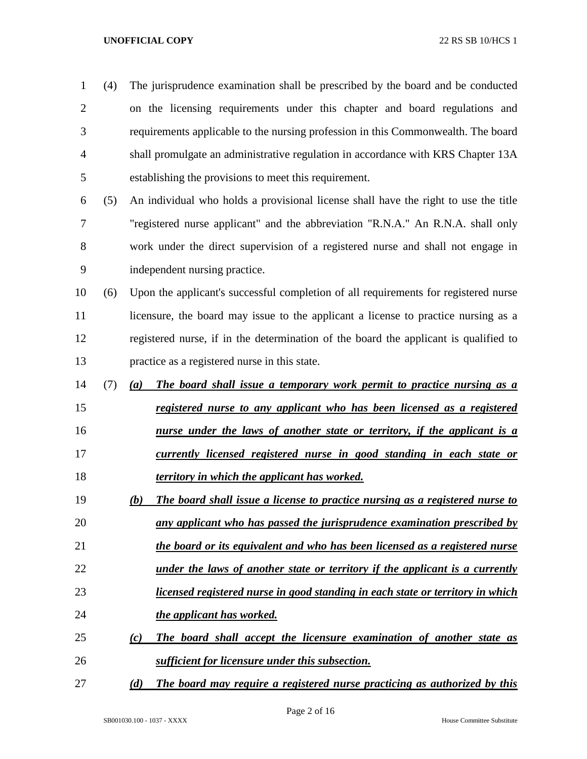(4) The jurisprudence examination shall be prescribed by the board and be conducted on the licensing requirements under this chapter and board regulations and requirements applicable to the nursing profession in this Commonwealth. The board shall promulgate an administrative regulation in accordance with KRS Chapter 13A establishing the provisions to meet this requirement.

(5) An individual who holds a provisional license shall have the right to use the title "registered nurse applicant" and the abbreviation "R.N.A." An R.N.A. shall only work under the direct supervision of a registered nurse and shall not engage in independent nursing practice.

(6) Upon the applicant's successful completion of all requirements for registered nurse licensure, the board may issue to the applicant a license to practice nursing as a registered nurse, if in the determination of the board the applicant is qualified to practice as a registered nurse in this state.

(7) ***(a) The board shall issue a temporary work permit to practice nursing as a registered nurse to any applicant who has been licensed as a registered nurse under the laws of another state or territory, if the applicant is a currently licensed registered nurse in good standing in each state or territory in which the applicant has worked.***

***(b) The board shall issue a license to practice nursing as a registered nurse to any applicant who has passed the jurisprudence examination prescribed by the board or its equivalent and who has been licensed as a registered nurse under the laws of another state or territory if the applicant is a currently licensed registered nurse in good standing in each state or territory in which the applicant has worked.***

***(c) The board shall accept the licensure examination of another state as sufficient for licensure under this subsection.***

***(d) The board may require a registered nurse practicing as authorized by this***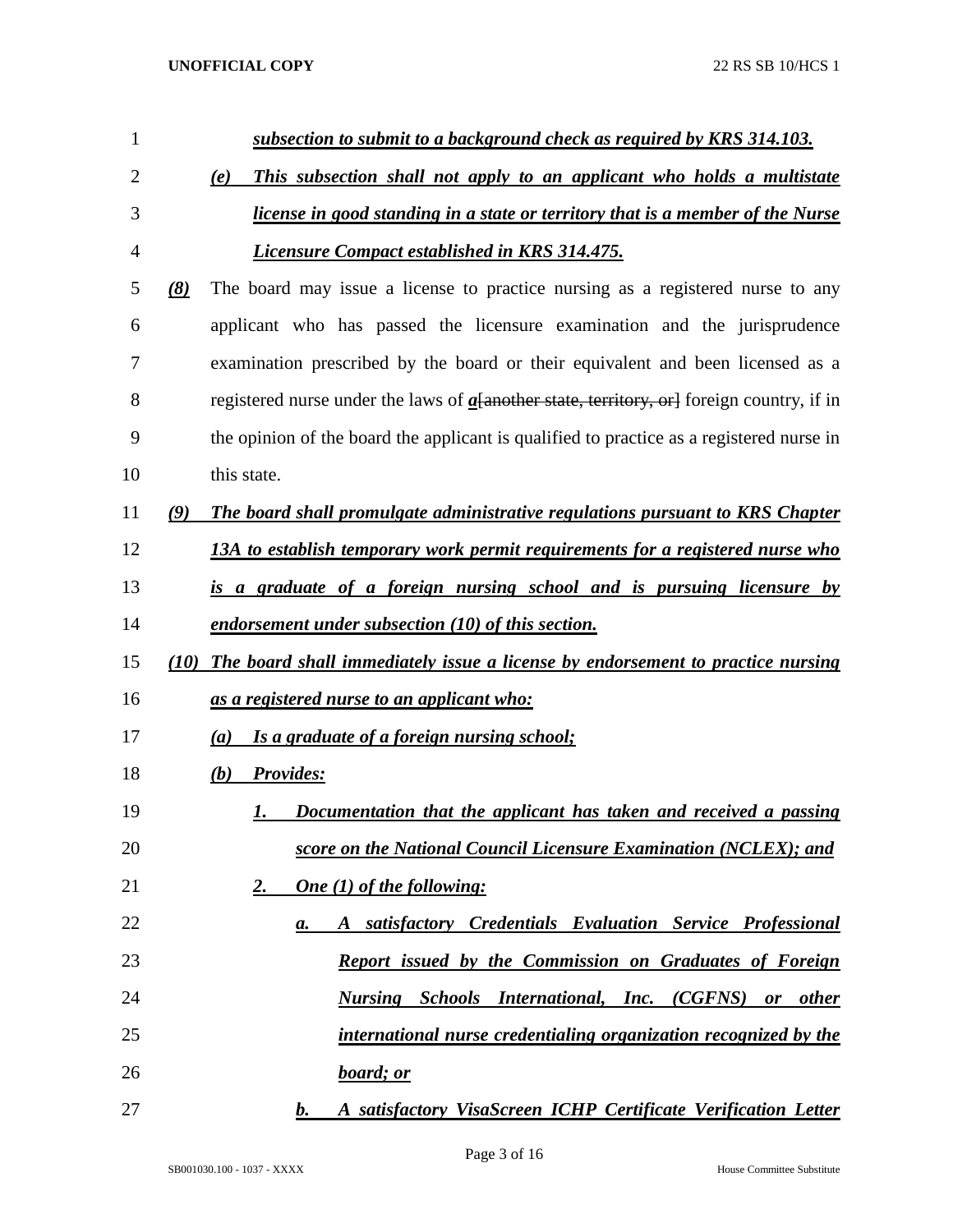***subsection to submit to a background check as required by KRS 314.103.***

***(e) This subsection shall not apply to an applicant who holds a multistate license in good standing in a state or territory that is a member of the Nurse Licensure Compact established in KRS 314.475.***

***(8)*** The board may issue a license to practice nursing as a registered nurse to any applicant who has passed the licensure examination and the jurisprudence examination prescribed by the board or their equivalent and been licensed as a registered nurse under the laws of ***a***~~[another state, territory, or]~~ foreign country, if in the opinion of the board the applicant is qualified to practice as a registered nurse in this state.

***(9) The board shall promulgate administrative regulations pursuant to KRS Chapter 13A to establish temporary work permit requirements for a registered nurse who is a graduate of a foreign nursing school and is pursuing licensure by endorsement under subsection (10) of this section.***

***(10) The board shall immediately issue a license by endorsement to practice nursing as a registered nurse to an applicant who:***

***(a) Is a graduate of a foreign nursing school;***

***(b) Provides:***

***1. Documentation that the applicant has taken and received a passing score on the National Council Licensure Examination (NCLEX); and***

***2. One (1) of the following:***

***a. A satisfactory Credentials Evaluation Service Professional Report issued by the Commission on Graduates of Foreign Nursing Schools International, Inc. (CGFNS) or other international nurse credentialing organization recognized by the board; or***

***b. A satisfactory VisaScreen ICHP Certificate Verification Letter***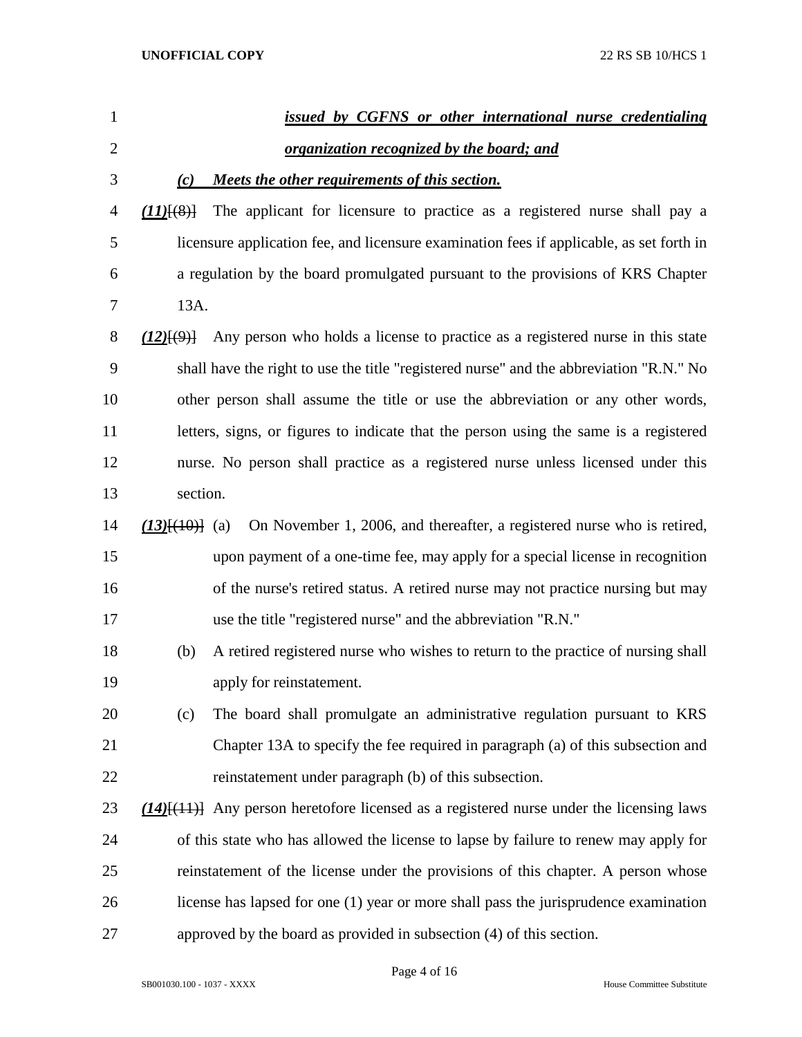***issued by CGFNS or other international nurse credentialing organization recognized by the board; and***

***(c) Meets the other requirements of this section.***

***(11)***[~~(8)~~] The applicant for licensure to practice as a registered nurse shall pay a licensure application fee, and licensure examination fees if applicable, as set forth in a regulation by the board promulgated pursuant to the provisions of KRS Chapter 13A.

***(12)***[~~(9)~~] Any person who holds a license to practice as a registered nurse in this state shall have the right to use the title "registered nurse" and the abbreviation "R.N." No other person shall assume the title or use the abbreviation or any other words, letters, signs, or figures to indicate that the person using the same is a registered nurse. No person shall practice as a registered nurse unless licensed under this section.

***(13)***[~~(10)~~] (a) On November 1, 2006, and thereafter, a registered nurse who is retired, upon payment of a one-time fee, may apply for a special license in recognition of the nurse's retired status. A retired nurse may not practice nursing but may use the title "registered nurse" and the abbreviation "R.N."

(b) A retired registered nurse who wishes to return to the practice of nursing shall apply for reinstatement.

(c) The board shall promulgate an administrative regulation pursuant to KRS Chapter 13A to specify the fee required in paragraph (a) of this subsection and reinstatement under paragraph (b) of this subsection.

***(14)***[~~(11)~~] Any person heretofore licensed as a registered nurse under the licensing laws of this state who has allowed the license to lapse by failure to renew may apply for reinstatement of the license under the provisions of this chapter. A person whose license has lapsed for one (1) year or more shall pass the jurisprudence examination approved by the board as provided in subsection (4) of this section.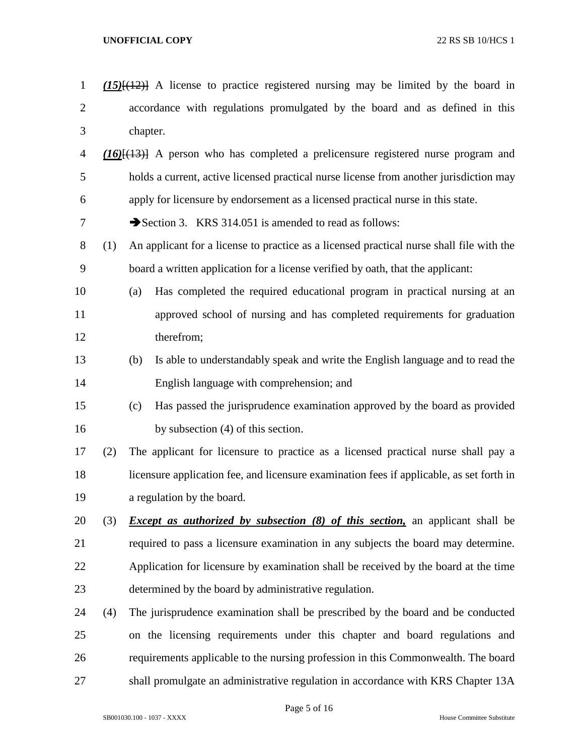***(15)***[(12)] A license to practice registered nursing may be limited by the board in accordance with regulations promulgated by the board and as defined in this chapter.

***(16)***[(13)] A person who has completed a prelicensure registered nurse program and holds a current, active licensed practical nurse license from another jurisdiction may apply for licensure by endorsement as a licensed practical nurse in this state.

➔Section 3. KRS 314.051 is amended to read as follows:

(1) An applicant for a license to practice as a licensed practical nurse shall file with the board a written application for a license verified by oath, that the applicant:

(a) Has completed the required educational program in practical nursing at an approved school of nursing and has completed requirements for graduation therefrom;

(b) Is able to understandably speak and write the English language and to read the English language with comprehension; and

(c) Has passed the jurisprudence examination approved by the board as provided by subsection (4) of this section.

(2) The applicant for licensure to practice as a licensed practical nurse shall pay a licensure application fee, and licensure examination fees if applicable, as set forth in a regulation by the board.

(3) ***Except as authorized by subsection (8) of this section,*** an applicant shall be required to pass a licensure examination in any subjects the board may determine. Application for licensure by examination shall be received by the board at the time determined by the board by administrative regulation.

(4) The jurisprudence examination shall be prescribed by the board and be conducted on the licensing requirements under this chapter and board regulations and requirements applicable to the nursing profession in this Commonwealth. The board shall promulgate an administrative regulation in accordance with KRS Chapter 13A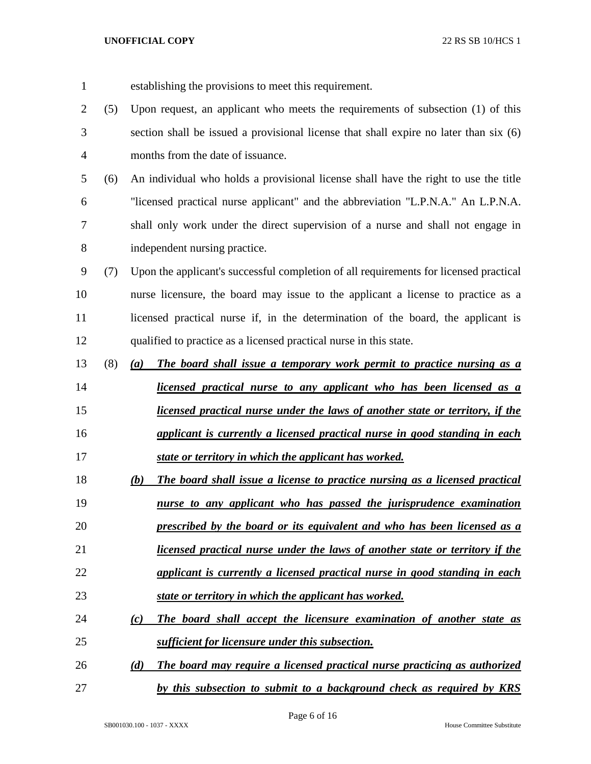establishing the provisions to meet this requirement.

(5) Upon request, an applicant who meets the requirements of subsection (1) of this section shall be issued a provisional license that shall expire no later than six (6) months from the date of issuance.

(6) An individual who holds a provisional license shall have the right to use the title "licensed practical nurse applicant" and the abbreviation "L.P.N.A." An L.P.N.A. shall only work under the direct supervision of a nurse and shall not engage in independent nursing practice.

(7) Upon the applicant's successful completion of all requirements for licensed practical nurse licensure, the board may issue to the applicant a license to practice as a licensed practical nurse if, in the determination of the board, the applicant is qualified to practice as a licensed practical nurse in this state.

(8) ***(a) The board shall issue a temporary work permit to practice nursing as a licensed practical nurse to any applicant who has been licensed as a licensed practical nurse under the laws of another state or territory, if the applicant is currently a licensed practical nurse in good standing in each state or territory in which the applicant has worked.***

***(b) The board shall issue a license to practice nursing as a licensed practical nurse to any applicant who has passed the jurisprudence examination prescribed by the board or its equivalent and who has been licensed as a licensed practical nurse under the laws of another state or territory if the applicant is currently a licensed practical nurse in good standing in each state or territory in which the applicant has worked.***

***(c) The board shall accept the licensure examination of another state as sufficient for licensure under this subsection.***

***(d) The board may require a licensed practical nurse practicing as authorized by this subsection to submit to a background check as required by KRS***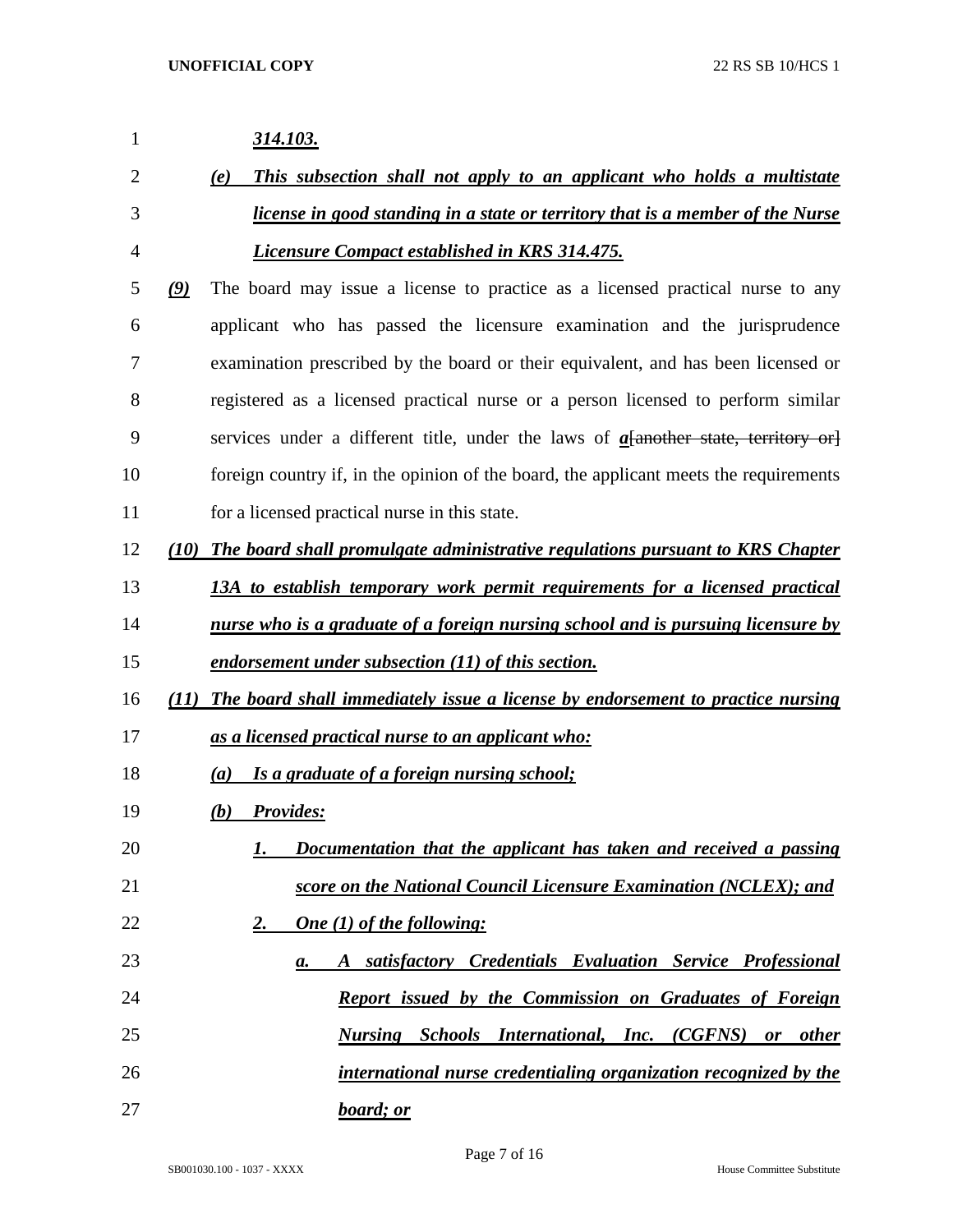*314.103.*

*(e) This subsection shall not apply to an applicant who holds a multistate license in good standing in a state or territory that is a member of the Nurse Licensure Compact established in KRS 314.475.*

*(9)* The board may issue a license to practice as a licensed practical nurse to any applicant who has passed the licensure examination and the jurisprudence examination prescribed by the board or their equivalent, and has been licensed or registered as a licensed practical nurse or a person licensed to perform similar services under a different title, under the laws of *a*[another state, territory or] foreign country if, in the opinion of the board, the applicant meets the requirements for a licensed practical nurse in this state.

*(10) The board shall promulgate administrative regulations pursuant to KRS Chapter 13A to establish temporary work permit requirements for a licensed practical nurse who is a graduate of a foreign nursing school and is pursuing licensure by endorsement under subsection (11) of this section.*

*(11) The board shall immediately issue a license by endorsement to practice nursing as a licensed practical nurse to an applicant who:*

*(a) Is a graduate of a foreign nursing school;*

*(b) Provides:*

*1. Documentation that the applicant has taken and received a passing score on the National Council Licensure Examination (NCLEX); and*

*2. One (1) of the following:*

*a. A satisfactory Credentials Evaluation Service Professional Report issued by the Commission on Graduates of Foreign Nursing Schools International, Inc. (CGFNS) or other international nurse credentialing organization recognized by the board; or*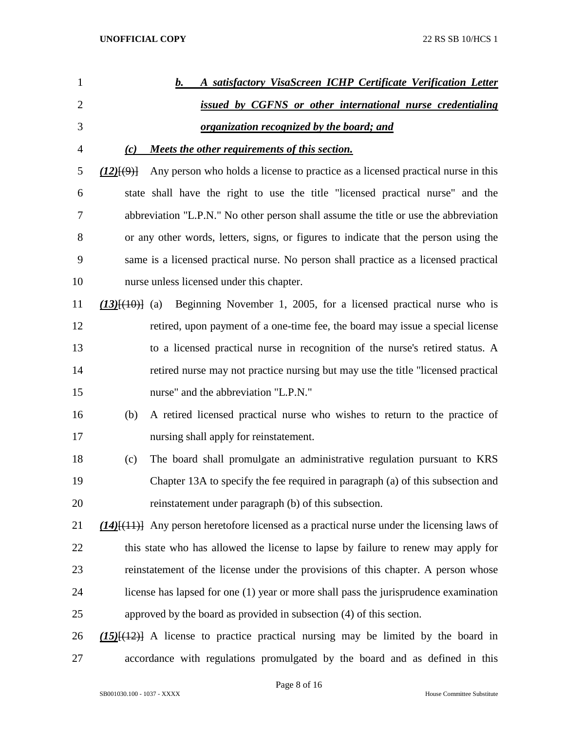b. ***A satisfactory VisaScreen ICHP Certificate Verification Letter issued by CGFNS or other international nurse credentialing organization recognized by the board; and***

***(c) Meets the other requirements of this section.***

***(12)***[(9)] Any person who holds a license to practice as a licensed practical nurse in this state shall have the right to use the title "licensed practical nurse" and the abbreviation "L.P.N." No other person shall assume the title or use the abbreviation or any other words, letters, signs, or figures to indicate that the person using the same is a licensed practical nurse. No person shall practice as a licensed practical nurse unless licensed under this chapter.

***(13)***[(10)] (a) Beginning November 1, 2005, for a licensed practical nurse who is retired, upon payment of a one-time fee, the board may issue a special license to a licensed practical nurse in recognition of the nurse's retired status. A retired nurse may not practice nursing but may use the title "licensed practical nurse" and the abbreviation "L.P.N."

(b) A retired licensed practical nurse who wishes to return to the practice of nursing shall apply for reinstatement.

(c) The board shall promulgate an administrative regulation pursuant to KRS Chapter 13A to specify the fee required in paragraph (a) of this subsection and reinstatement under paragraph (b) of this subsection.

***(14)***[(11)] Any person heretofore licensed as a practical nurse under the licensing laws of this state who has allowed the license to lapse by failure to renew may apply for reinstatement of the license under the provisions of this chapter. A person whose license has lapsed for one (1) year or more shall pass the jurisprudence examination approved by the board as provided in subsection (4) of this section.

***(15)***[(12)] A license to practice practical nursing may be limited by the board in accordance with regulations promulgated by the board and as defined in this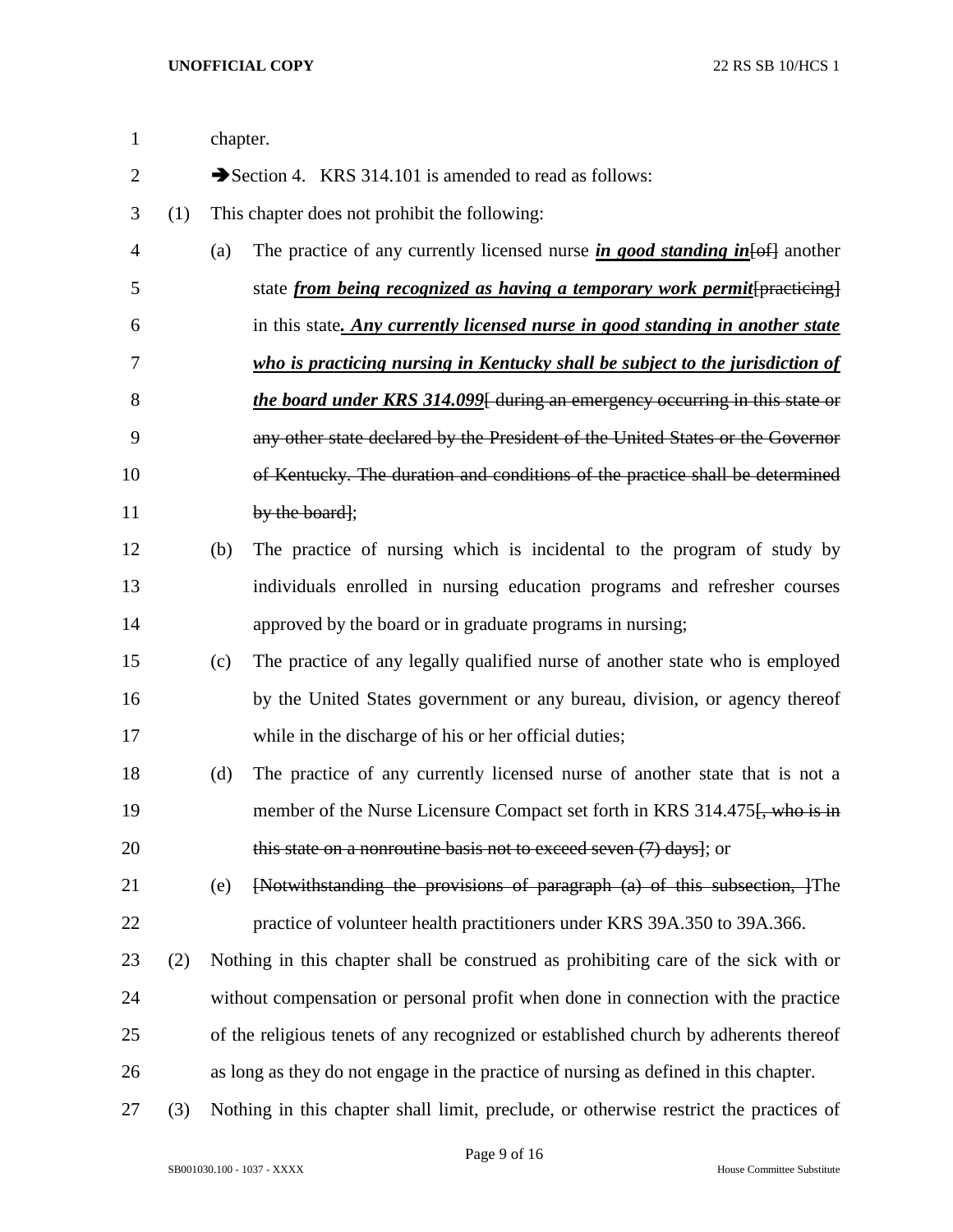chapter.

➔Section 4. KRS 314.101 is amended to read as follows:

(1) This chapter does not prohibit the following:

(a) The practice of any currently licensed nurse ***in good standing in***[of] another state ***from being recognized as having a temporary work permit***[practicing] in this state***. Any currently licensed nurse in good standing in another state who is practicing nursing in Kentucky shall be subject to the jurisdiction of the board under KRS 314.099***[ during an emergency occurring in this state or any other state declared by the President of the United States or the Governor of Kentucky. The duration and conditions of the practice shall be determined by the board];

(b) The practice of nursing which is incidental to the program of study by individuals enrolled in nursing education programs and refresher courses approved by the board or in graduate programs in nursing;

(c) The practice of any legally qualified nurse of another state who is employed by the United States government or any bureau, division, or agency thereof while in the discharge of his or her official duties;

(d) The practice of any currently licensed nurse of another state that is not a member of the Nurse Licensure Compact set forth in KRS 314.475[, who is in this state on a nonroutine basis not to exceed seven (7) days]; or

(e) [Notwithstanding the provisions of paragraph (a) of this subsection, ]The practice of volunteer health practitioners under KRS 39A.350 to 39A.366.

(2) Nothing in this chapter shall be construed as prohibiting care of the sick with or without compensation or personal profit when done in connection with the practice of the religious tenets of any recognized or established church by adherents thereof as long as they do not engage in the practice of nursing as defined in this chapter.

(3) Nothing in this chapter shall limit, preclude, or otherwise restrict the practices of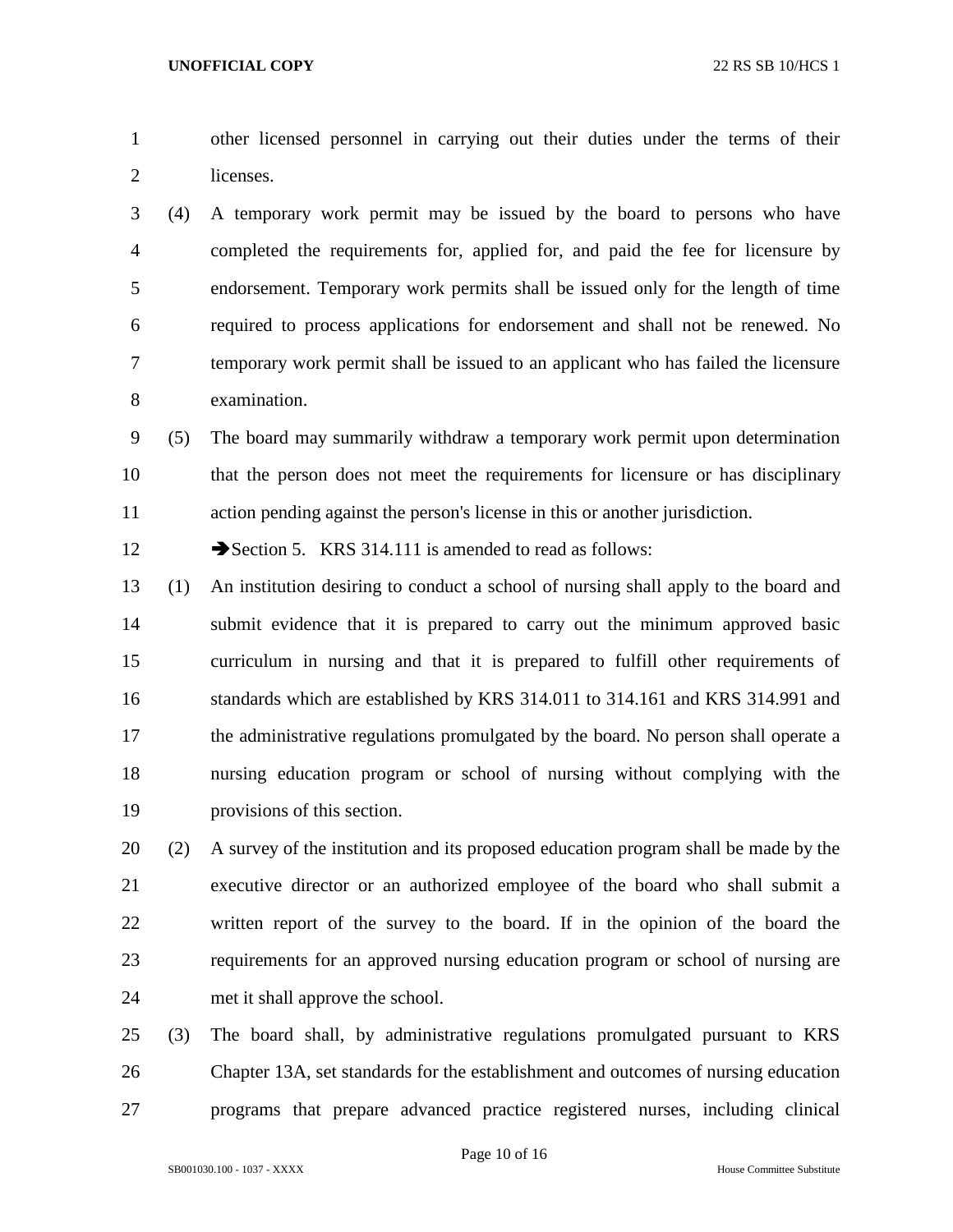other licensed personnel in carrying out their duties under the terms of their licenses.

(4) A temporary work permit may be issued by the board to persons who have completed the requirements for, applied for, and paid the fee for licensure by endorsement. Temporary work permits shall be issued only for the length of time required to process applications for endorsement and shall not be renewed. No temporary work permit shall be issued to an applicant who has failed the licensure examination.

(5) The board may summarily withdraw a temporary work permit upon determination that the person does not meet the requirements for licensure or has disciplinary action pending against the person's license in this or another jurisdiction.

➔Section 5. KRS 314.111 is amended to read as follows:

(1) An institution desiring to conduct a school of nursing shall apply to the board and submit evidence that it is prepared to carry out the minimum approved basic curriculum in nursing and that it is prepared to fulfill other requirements of standards which are established by KRS 314.011 to 314.161 and KRS 314.991 and the administrative regulations promulgated by the board. No person shall operate a nursing education program or school of nursing without complying with the provisions of this section.

(2) A survey of the institution and its proposed education program shall be made by the executive director or an authorized employee of the board who shall submit a written report of the survey to the board. If in the opinion of the board the requirements for an approved nursing education program or school of nursing are met it shall approve the school.

(3) The board shall, by administrative regulations promulgated pursuant to KRS Chapter 13A, set standards for the establishment and outcomes of nursing education programs that prepare advanced practice registered nurses, including clinical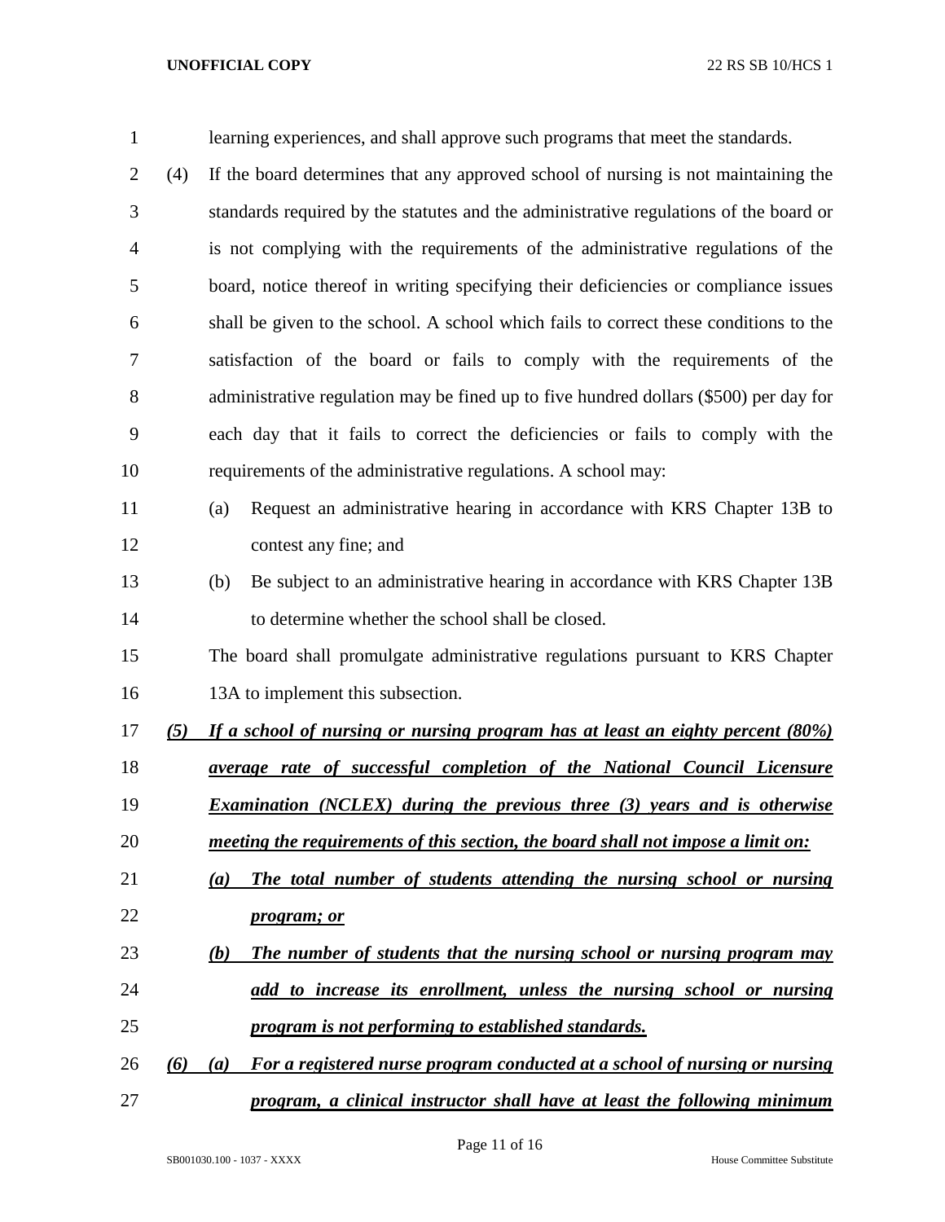learning experiences, and shall approve such programs that meet the standards.

(4) If the board determines that any approved school of nursing is not maintaining the standards required by the statutes and the administrative regulations of the board or is not complying with the requirements of the administrative regulations of the board, notice thereof in writing specifying their deficiencies or compliance issues shall be given to the school. A school which fails to correct these conditions to the satisfaction of the board or fails to comply with the requirements of the administrative regulation may be fined up to five hundred dollars ($500) per day for each day that it fails to correct the deficiencies or fails to comply with the requirements of the administrative regulations. A school may:

(a) Request an administrative hearing in accordance with KRS Chapter 13B to contest any fine; and

(b) Be subject to an administrative hearing in accordance with KRS Chapter 13B to determine whether the school shall be closed.

The board shall promulgate administrative regulations pursuant to KRS Chapter 13A to implement this subsection.

***(5) If a school of nursing or nursing program has at least an eighty percent (80%) average rate of successful completion of the National Council Licensure Examination (NCLEX) during the previous three (3) years and is otherwise meeting the requirements of this section, the board shall not impose a limit on:***

***(a) The total number of students attending the nursing school or nursing program; or***

***(b) The number of students that the nursing school or nursing program may add to increase its enrollment, unless the nursing school or nursing program is not performing to established standards.***

***(6) (a) For a registered nurse program conducted at a school of nursing or nursing program, a clinical instructor shall have at least the following minimum***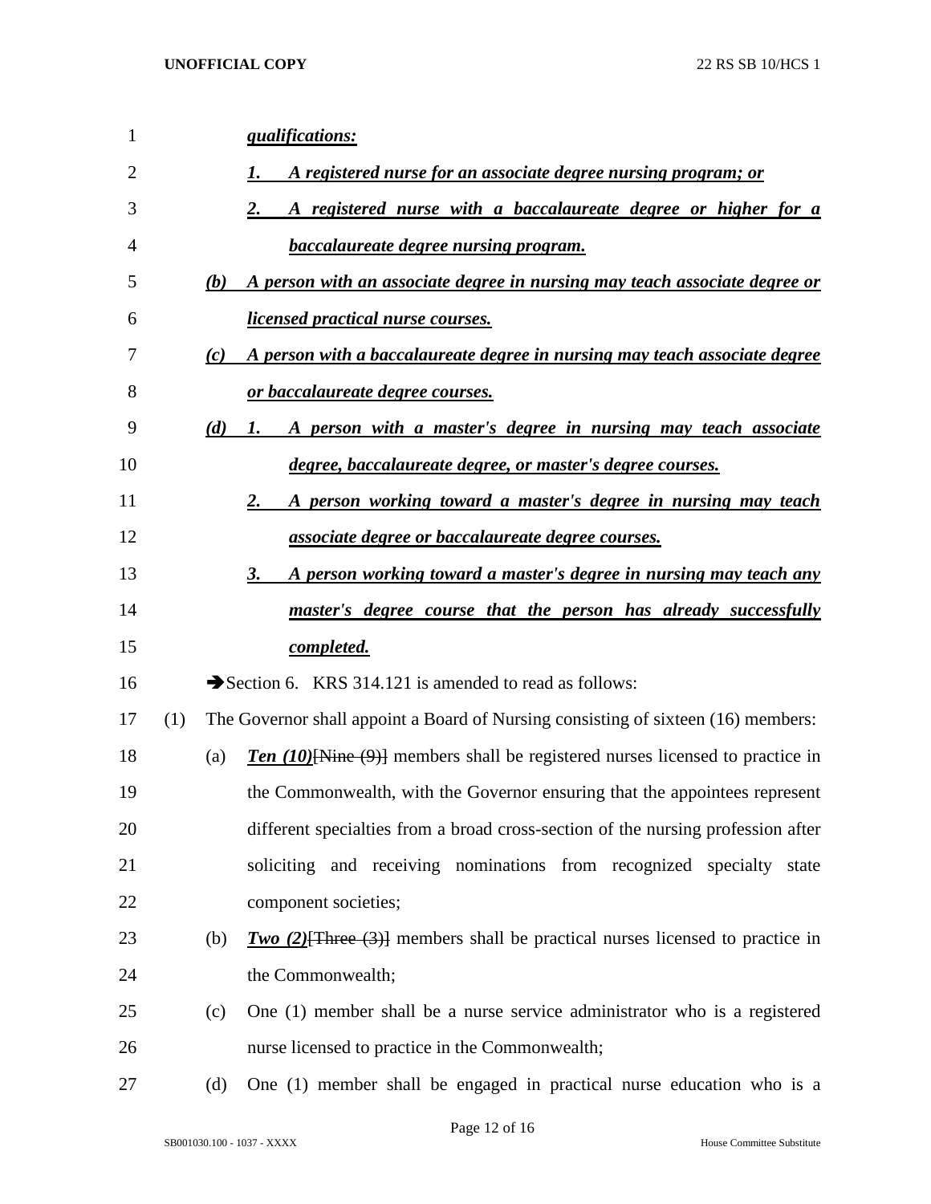***qualifications:***

***1. A registered nurse for an associate degree nursing program; or***

***2. A registered nurse with a baccalaureate degree or higher for a baccalaureate degree nursing program.***

***(b) A person with an associate degree in nursing may teach associate degree or licensed practical nurse courses.***

***(c) A person with a baccalaureate degree in nursing may teach associate degree or baccalaureate degree courses.***

***(d) 1. A person with a master's degree in nursing may teach associate degree, baccalaureate degree, or master's degree courses.***

***2. A person working toward a master's degree in nursing may teach associate degree or baccalaureate degree courses.***

***3. A person working toward a master's degree in nursing may teach any master's degree course that the person has already successfully completed.***

➔Section 6. KRS 314.121 is amended to read as follows:

(1) The Governor shall appoint a Board of Nursing consisting of sixteen (16) members:

(a) ***Ten (10)***~~[Nine (9)]~~ members shall be registered nurses licensed to practice in the Commonwealth, with the Governor ensuring that the appointees represent different specialties from a broad cross-section of the nursing profession after soliciting and receiving nominations from recognized specialty state component societies;

(b) ***Two (2)***~~[Three (3)]~~ members shall be practical nurses licensed to practice in the Commonwealth;

(c) One (1) member shall be a nurse service administrator who is a registered nurse licensed to practice in the Commonwealth;

(d) One (1) member shall be engaged in practical nurse education who is a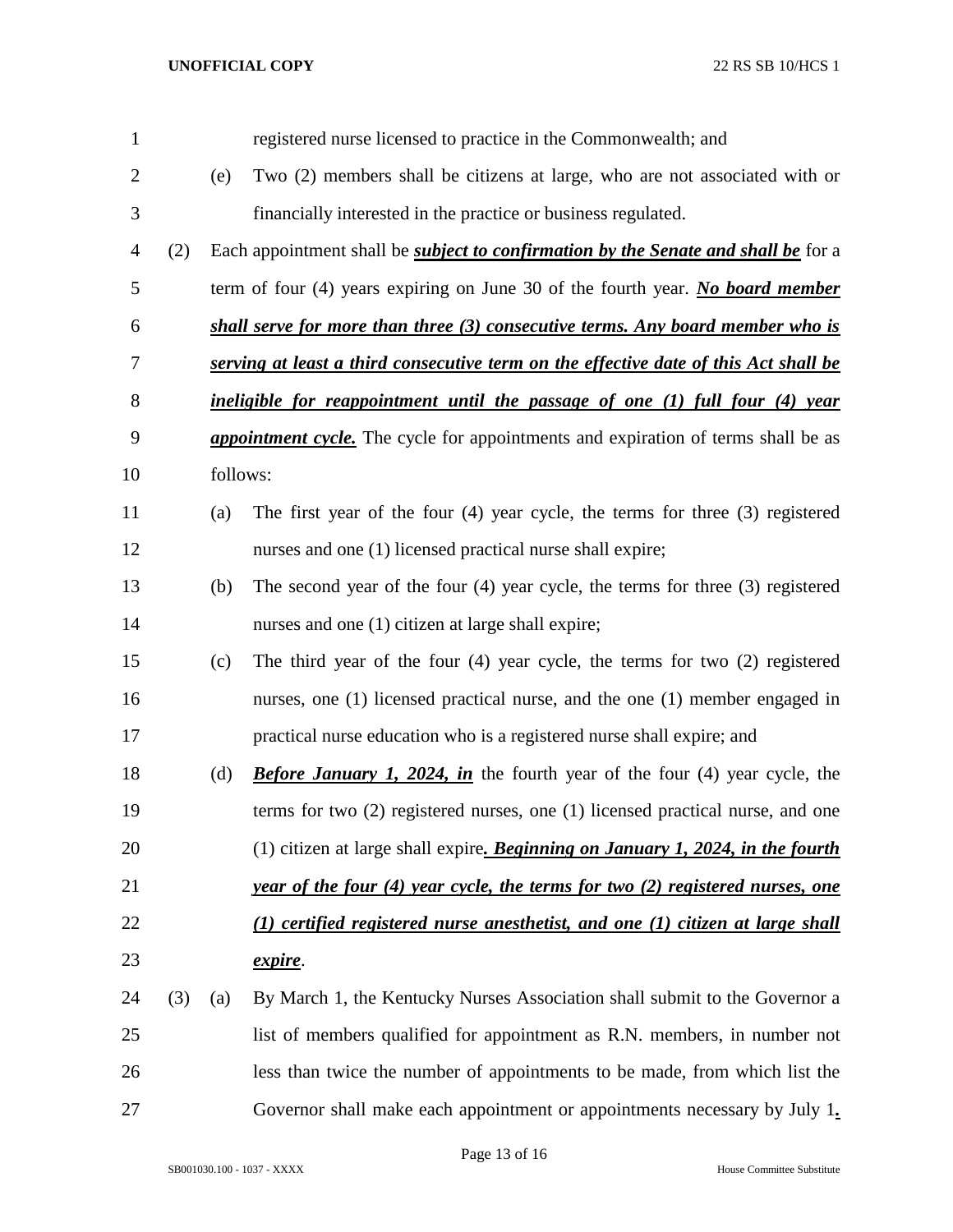registered nurse licensed to practice in the Commonwealth; and

(e) Two (2) members shall be citizens at large, who are not associated with or financially interested in the practice or business regulated.

(2) Each appointment shall be ***subject to confirmation by the Senate and shall be*** for a term of four (4) years expiring on June 30 of the fourth year. ***No board member shall serve for more than three (3) consecutive terms. Any board member who is serving at least a third consecutive term on the effective date of this Act shall be ineligible for reappointment until the passage of one (1) full four (4) year appointment cycle.*** The cycle for appointments and expiration of terms shall be as follows:

(a) The first year of the four (4) year cycle, the terms for three (3) registered nurses and one (1) licensed practical nurse shall expire;

(b) The second year of the four (4) year cycle, the terms for three (3) registered nurses and one (1) citizen at large shall expire;

(c) The third year of the four (4) year cycle, the terms for two (2) registered nurses, one (1) licensed practical nurse, and the one (1) member engaged in practical nurse education who is a registered nurse shall expire; and

(d) ***Before January 1, 2024, in*** the fourth year of the four (4) year cycle, the terms for two (2) registered nurses, one (1) licensed practical nurse, and one (1) citizen at large shall expire***. Beginning on January 1, 2024, in the fourth year of the four (4) year cycle, the terms for two (2) registered nurses, one (1) certified registered nurse anesthetist, and one (1) citizen at large shall expire***.

(3) (a) By March 1, the Kentucky Nurses Association shall submit to the Governor a list of members qualified for appointment as R.N. members, in number not less than twice the number of appointments to be made, from which list the Governor shall make each appointment or appointments necessary by July 1***.***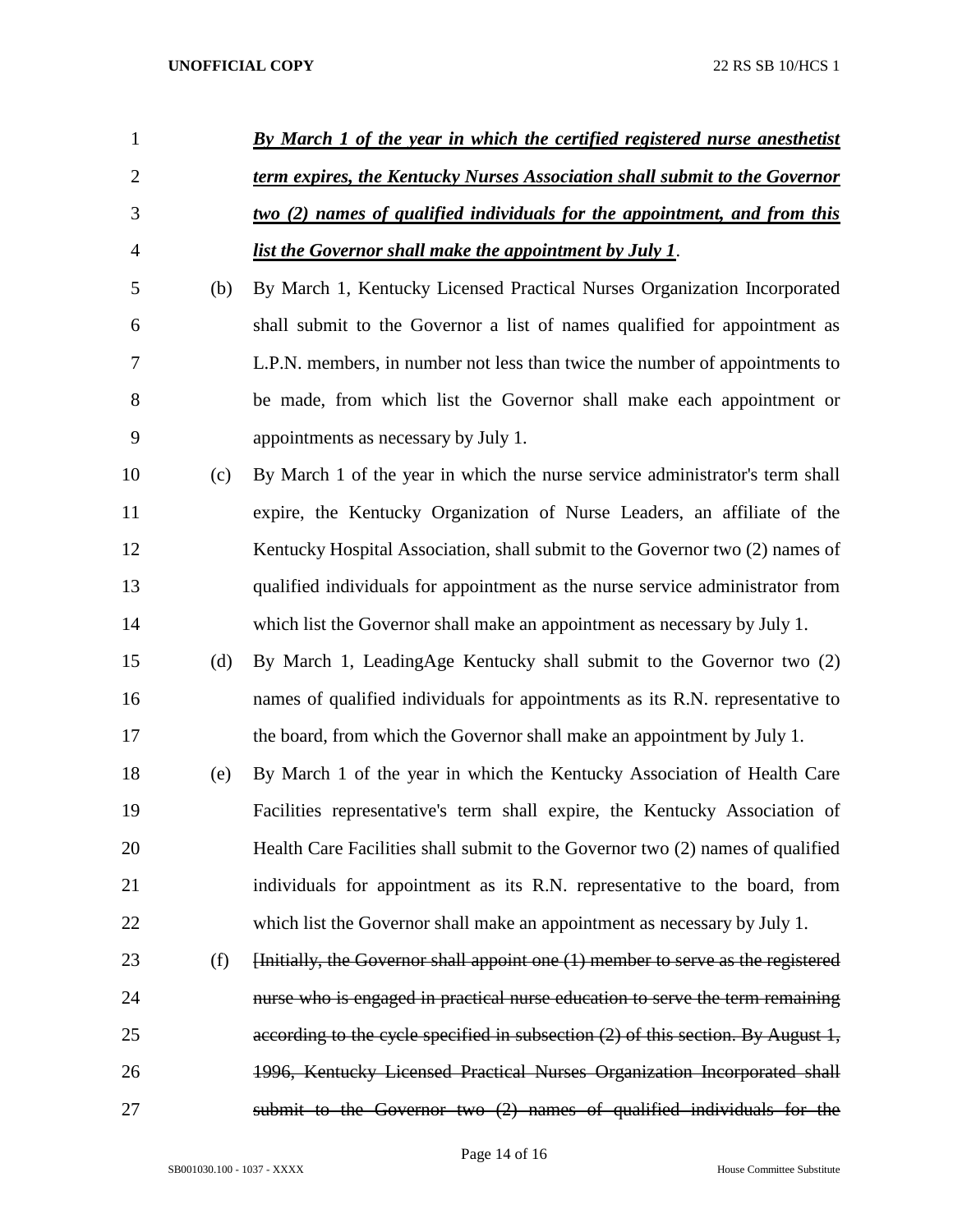***By March 1 of the year in which the certified registered nurse anesthetist term expires, the Kentucky Nurses Association shall submit to the Governor two (2) names of qualified individuals for the appointment, and from this list the Governor shall make the appointment by July 1***.

(b) By March 1, Kentucky Licensed Practical Nurses Organization Incorporated shall submit to the Governor a list of names qualified for appointment as L.P.N. members, in number not less than twice the number of appointments to be made, from which list the Governor shall make each appointment or appointments as necessary by July 1.

(c) By March 1 of the year in which the nurse service administrator's term shall expire, the Kentucky Organization of Nurse Leaders, an affiliate of the Kentucky Hospital Association, shall submit to the Governor two (2) names of qualified individuals for appointment as the nurse service administrator from which list the Governor shall make an appointment as necessary by July 1.

(d) By March 1, LeadingAge Kentucky shall submit to the Governor two (2) names of qualified individuals for appointments as its R.N. representative to the board, from which the Governor shall make an appointment by July 1.

(e) By March 1 of the year in which the Kentucky Association of Health Care Facilities representative's term shall expire, the Kentucky Association of Health Care Facilities shall submit to the Governor two (2) names of qualified individuals for appointment as its R.N. representative to the board, from which list the Governor shall make an appointment as necessary by July 1.

(f) ~~[Initially, the Governor shall appoint one (1) member to serve as the registered nurse who is engaged in practical nurse education to serve the term remaining according to the cycle specified in subsection (2) of this section. By August 1, 1996, Kentucky Licensed Practical Nurses Organization Incorporated shall submit to the Governor two (2) names of qualified individuals for the~~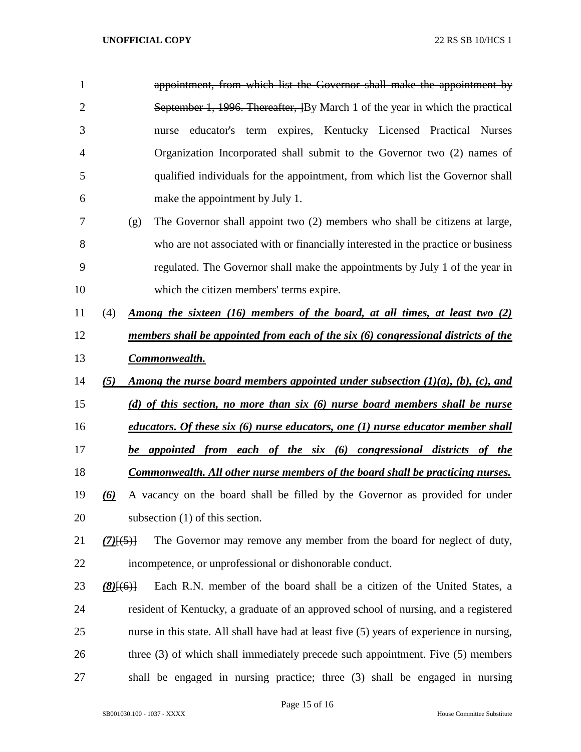~~appointment, from which list the Governor shall make the appointment by September 1, 1996. Thereafter, ~~By March 1 of the year in which the practical nurse educator's term expires, Kentucky Licensed Practical Nurses Organization Incorporated shall submit to the Governor two (2) names of qualified individuals for the appointment, from which list the Governor shall make the appointment by July 1.

(g) The Governor shall appoint two (2) members who shall be citizens at large, who are not associated with or financially interested in the practice or business regulated. The Governor shall make the appointments by July 1 of the year in which the citizen members' terms expire.

(4) ***Among the sixteen (16) members of the board, at all times, at least two (2) members shall be appointed from each of the six (6) congressional districts of the Commonwealth.***

***(5) Among the nurse board members appointed under subsection (1)(a), (b), (c), and (d) of this section, no more than six (6) nurse board members shall be nurse educators. Of these six (6) nurse educators, one (1) nurse educator member shall be appointed from each of the six (6) congressional districts of the Commonwealth. All other nurse members of the board shall be practicing nurses.***

***(6)*** A vacancy on the board shall be filled by the Governor as provided for under subsection (1) of this section.

***(7)***~~[(5)]~~ The Governor may remove any member from the board for neglect of duty, incompetence, or unprofessional or dishonorable conduct.

***(8)***~~[(6)]~~ Each R.N. member of the board shall be a citizen of the United States, a resident of Kentucky, a graduate of an approved school of nursing, and a registered nurse in this state. All shall have had at least five (5) years of experience in nursing, three (3) of which shall immediately precede such appointment. Five (5) members shall be engaged in nursing practice; three (3) shall be engaged in nursing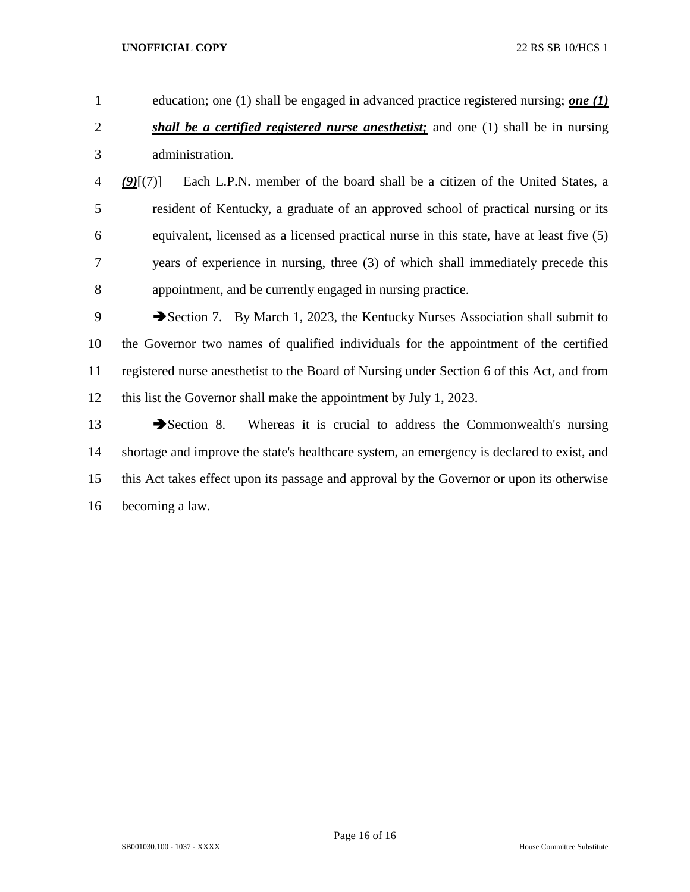education; one (1) shall be engaged in advanced practice registered nursing; ***one (1) shall be a certified registered nurse anesthetist;*** and one (1) shall be in nursing administration.

***(9)***~~[(7)]~~ Each L.P.N. member of the board shall be a citizen of the United States, a resident of Kentucky, a graduate of an approved school of practical nursing or its equivalent, licensed as a licensed practical nurse in this state, have at least five (5) years of experience in nursing, three (3) of which shall immediately precede this appointment, and be currently engaged in nursing practice.

➔Section 7. By March 1, 2023, the Kentucky Nurses Association shall submit to the Governor two names of qualified individuals for the appointment of the certified registered nurse anesthetist to the Board of Nursing under Section 6 of this Act, and from this list the Governor shall make the appointment by July 1, 2023.

➔Section 8. Whereas it is crucial to address the Commonwealth's nursing shortage and improve the state's healthcare system, an emergency is declared to exist, and this Act takes effect upon its passage and approval by the Governor or upon its otherwise becoming a law.